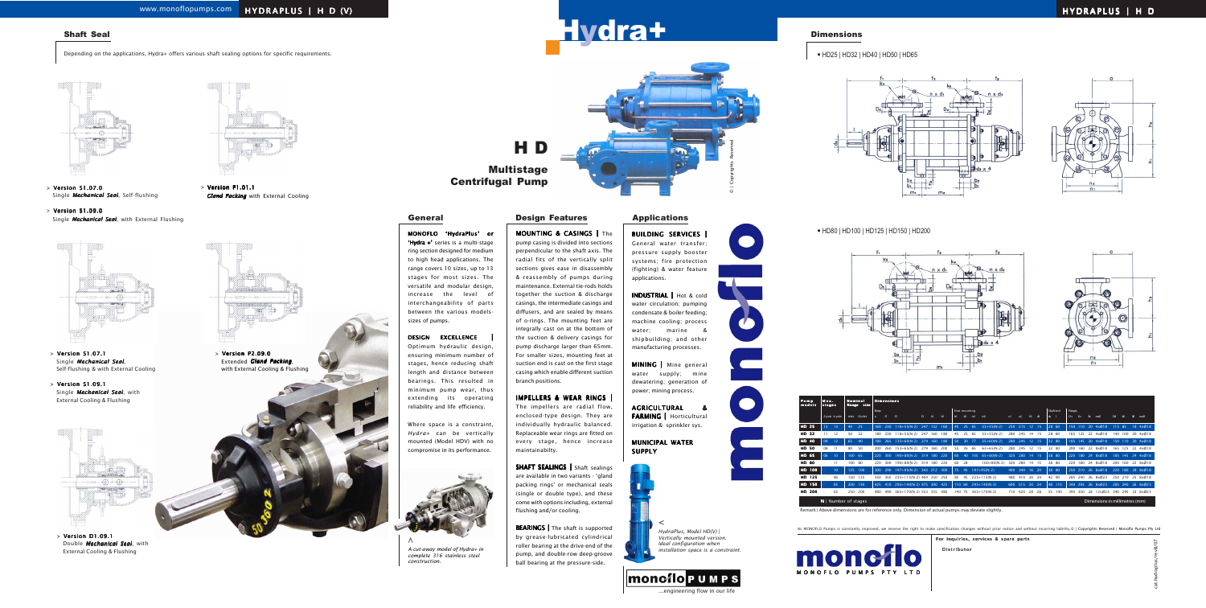# Hydra+

## H D

### Multistage Centrifugal Pump

## Shaft Seal

Depending on the applications, Hydra+ offers various shaft sealing options for specific requirements.

> **Version S1.07.0**
> Single *Mechanical Seal*, Self-flushing

> **Version S1.09.0**
> Single *Mechanical Seal*, with External Flushing

> **Version F1.01.1**
> *Gland Packing* with External Cooling

> **Version S1.07.1**
> Single *Mechanical Seal*, Self-flushing & with External Cooling

> **Version S1.09.1**
> Single *Mechanical Seal*, with External Cooling & Flushing

> **Version P2.09.0**
> Extended *Gland Packing*, with External Cooling & Flushing

> **Version D1.09.1**
> Double *Mechanical Seal*, with External Cooling & Flushing

^ *A cut-away model of Hydra+ in complete 316 stainless steel construction.*

## General

**MONOFLO 'HydraPlus' or 'Hydra+'** series is a multi-stage ring section designed for medium to high head applications. The range covers 10 sizes, up to 13 stages for most sizes. The versatile and modular design, increase the level of interchangeability of parts between the various models-sizes of pumps.

**DESIGN EXCELLENCE |** Optimum hydraulic design, ensuring minimum number of stages, hence reducing shaft length and distance between bearings. This resulted in minimum pump wear, thus extending its operating reliability and life efficiency.

Where space is a constraint, *Hydra+* can be vertically mounted (Model HDV) with no compromise in its performance.

## Design Features

**MOUNTING & CASINGS |** The pump casing is divided into sections perpendicular to the shaft axis. The radial fits of the vertically split sections gives ease in disassembly & reassembly of pumps during maintenance. External tie-rods holds together the suction & discharge casings, the intermediate casings and diffusers, and are sealed by means of o-rings. The mounting feet are integrally cast on at the bottom of the suction & delivery casings for pump discharge larger than 65mm. For smaller sizes, mounting feet at suction end is cast on the first stage casing which enable different suction branch positions.

**IMPELLERS & WEAR RINGS |** The impellers are radial flow, enclosed-type design. They are individually hydraulic balanced. Replaceable wear rings are fitted on every stage, hence increase maintainability.

**SHAFT SEALINGS |** Shaft sealings are available in two variants - 'gland packing rings' or mechanical seals (single or double type), and these come with options including, external flushing and/or cooling.

**BEARINGS |** The shaft is supported by grease-lubricated cylindrical roller bearing at the drive-end of the pump, and double-row deep-groove ball bearing at the pressure-side.

## Applications

**BUILDING SERVICES |** General water transfer; pressure supply booster systems; fire protection (fighting) & water feature applications.

**INDUSTRIAL |** Hot & cold water circulation; pumping condensate & boiler feeding; machine cooling; process water; marine & shipbuilding; and other manufacturing processes.

**MINING |** Mine general water supply; mine dewatering; generation of power; mining process.

**AGRICULTURAL & FARMING |** Horticultural irrigation & sprinkler sys.

**MUNICIPAL WATER SUPPLY**

< *HydraPlus, Model HD(V) | Vertically mounted version. Ideal configuration when installation space is a constraint.*

monoflo PUMPS ...engineering flow in our life

## Dimensions

■ HD25 | HD32 | HD40 | HD50 | HD65

■ HD80 | HD100 | HD125 | HD150 | HD200

| Pump models | Max. stages | | Nominal flange size | | Dimensions | | | | | | | | | | | | | | | | | | | | | | | | | | | |
|---|---|---|---|---|---|---|---|---|---|---|---|---|---|---|---|---|---|---|---|---|---|---|---|---|---|---|---|---|---|---|---|---|
| | 2-pole | 4-pole | Inlet | Outlet | a | f1 | f2 | f3 | h1 | h2 | m1 | m2 | m3 | n1 | n2 | b1 | b2 | dS | l | D1 | D2 | b1 | nxd1 | D3 | D4 | b2 | nxd2 | | | | | |
| HD 25 | 13 | 13 | 40 | 25 | 160 | 210 | 118+55(N-2) | 247 | 132 | 160 | 45 | 25 | 65 | 53+55(N-2) | 250 | 215 | 12 | 15 | 24 | 60 | 150 | 110 | 20 | 4xØ19 | 115 | 85 | 18 | 4xØ14 | | | | |
| HD 32 | 11 | 12 | 50 | 32 | 180 | 220 | 118+55(N-2) | 247 | 160 | 180 | 45 | 25 | 65 | 53+55(N-2) | 280 | 245 | 14 | 15 | 28 | 60 | 165 | 125 | 22 | 4xØ19 | 140 | 100 | 20 | 4xØ18 | | | | |
| HD 40 | 09 | 12 | 65 | 40 | 180 | 265 | 138+60(N-2) | 274 | 160 | 180 | 58 | 30 | 77 | 55+60(N-2) | 280 | 245 | 12 | 15 | 32 | 80 | 185 | 145 | 20 | 4xØ19 | 150 | 110 | 20 | 4xØ18 | | | | |
| HD 50 | 08 | 11 | 80 | 50 | 200 | 260 | 153+65(N-2) | 279 | 160 | 200 | 55 | 35 | 65 | 63+65(N-2) | 280 | 245 | 12 | 15 | 32 | 80 | 200 | 160 | 22 | 8xØ18 | 165 | 125 | 22 | 4xØ18 | | | | |
| HD 65 | 06 | 10 | 100 | 65 | 220 | 300 | 190+80(N-2) | 319 | 180 | 220 | 68 | 40 | 105 | 65+80(N-2) | 320 | 280 | 14 | 15 | 38 | 80 | 220 | 180 | 24 | 8xØ18 | 185 | 145 | 24 | 4xØ18 | | | | |
| HD 80 | | 11 | 100 | 80 | 220 | 300 | 190+80(N-2) | 319 | 180 | 220 | 68 | 28 | | 160+80(N-2) | 320 | 280 | 14 | 15 | 38 | 80 | 220 | 180 | 24 | 8xØ18 | 200 | 160 | 22 | 8xØ18 | | | | |
| HD 100 | | 10 | 125 | 100 | 300 | 290 | 197+95(N-2) | 343 | 212 | 300 | 75 | 45 | | 197+95(N-2) | 400 | 340 | 16 | 20 | 38 | 80 | 250 | 210 | 26 | 8xØ18 | 220 | 180 | 28 | 8xØ18 | | | | |
| HD 125 | | 06 | 150 | 125 | 350 | 350 | 235+115(N-2) | 484 | 250 | 350 | 85 | 45 | | 235+115(N-2) | 460 | 410 | 20 | 24 | 42 | 90 | 285 | 240 | 26 | 8xØ23 | 250 | 210 | 26 | 8xØ18 | | | | |
| HD 150 | | 05 | 200 | 150 | 425 | 410 | 205+140(N-2) | 475 | 300 | 425 | 110 | 60 | | 205+140(N-2) | 600 | 515 | 20 | 24 | 48 | 110 | 340 | 295 | 26 | 8xØ23 | 285 | 240 | 26 | 8xØ23 | | | | |
| HD 200 | | 05 | 250 | 200 | 450 | 490 | 365+170(N-2) | 553 | 355 | 480 | 140 | 75 | | 365+170(N-2) | 710 | 620 | 28 | 28 | 55 | 140 | 395 | 350 | 28 | 12xØ23 | 340 | 295 | 28 | 8xØ23 | | | | |

**N** | Number of stages — Dimensions in millimetres (mm)

Remark | Above dimensions are for reference only. Dimension of actual pumps may deviate slightly.

As MONOFLO Pumps is constantly improved, we reserve the right to make specification changes without prior notice and without incurring liability. © | Copyrights Reserved | Monoflo Pumps Pty Ltd

**For inquiries, services & spare parts**

**Distributor**

MONOFLO PUMPS PTY LTD

cat-hydraplus/rev0/07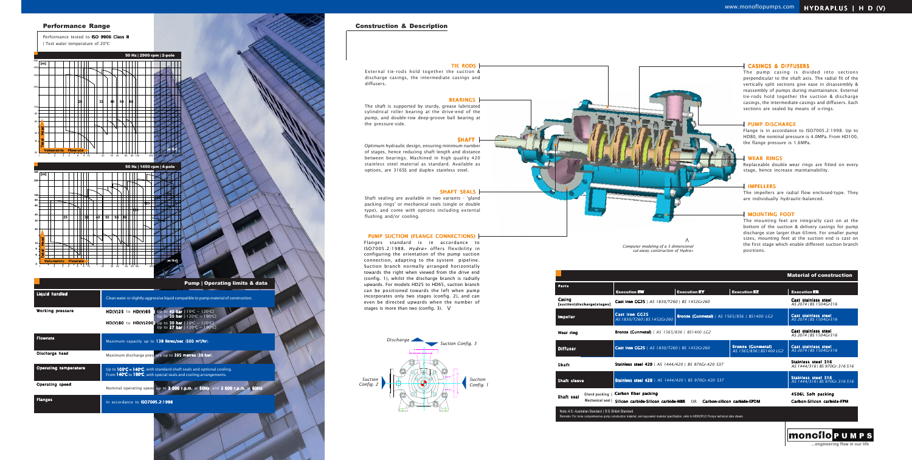# Performance Range

Performance tested to **ISO 9906 Class II**
| Test water temperature of 20°C

50 Hz | 2900 rpm | 2-pole

[m]

25 32 40 50 65

Total Head

Volumetric Flowrate

[m³/hr]

50 Hz | 1450 rpm | 4-pole

[m]

25 32 40 50 65 80

Total Head

Volumetric Flowrate

[m³/hr]

## Pump | Operating limits & data

| | |
|---|---|
| **Liquid handled** | Clean water or slightly-aggressive liquid compatible to pump material of construction. |
| **Working pressure** | **HD(V)25** to **HD(V)65** Up to **40 bar** [-10°C ~ 120°C] Up to **30 bar** [120°C ~ 190°C]<br>**HD(V)80** to **HD(V)200** Up to **30 bar** [-10°C ~ 120°C] Up to **27 bar** [120°C ~ 190°C] |
| **Flowrate** | Maximum capacity up to **139 litres/sec** (**500 m³/hr**). |
| **Discharge head** | Maximum discharge pressure up to **395 metres** (**39 bar**). |
| **Operating temperature** | Up to **105°C ~ 140°C**, with standard shaft seals and optional cooling. From **140°C** to **190°C**, with special seals and cooling arrangements. |
| **Operating speed** | Nominal operating speed up to **3 000 r.p.m.** at **50Hz**, and **3 600 r.p.m.** at **60Hz**. |
| **Flanges** | In accordance to **ISO7005.2:1998** |

# Construction & Description

### TIE RODS
External tie-rods hold together the suction & discharge casings, the intermediate casings and diffusers.

### BEARINGS
The shaft is supported by sturdy, grease lubricated cylindrical roller bearing at the drive-end of the pump, and double-row deep-groove ball bearing at the pressure-side.

### SHAFT
Optimum hydraulic design, ensuring minimum number of stages, hence reducing shaft length and distance between bearings. Machined in high quality 420 stainless steel material as standard. Available as options, are 316SS and duplex stainless steel.

### SHAFT SEALS
Shaft sealing are available in two variants - 'gland packing rings' or mechanical seals (single or double type), and come with options including external flushing and/or cooling.

### PUMP SUCTION (FLANGE CONNECTIONS)
Flanges standard is in accordance to ISO7005.2:1988. *Hydra+* offers flexibility in configuring the orientation of the pump suction connection, adapting to the system pipeline. Suction branch normally arranged horizontally towards the right when viewed from the drive end (config. 1), whilst the discharge branch is radially upwards. For models HD25 to HD65, suction branch can be positioned towards the left when pump incorporates only two stages (config. 2), and can even be directed upwards when the number of stages is more than two (config. 3).

Discharge

Suction Config. 3

Suction Config. 2

Suction Config. 1

*Computer modeling of a 3 dimensional cut-away construction of Hydra+*

### CASINGS & DIFFUSERS
The pump casing is divided into sections perpendicular to the shaft axis. The radial fit of the vertically split sections give ease in disassembly & reassembly of pumps during maintainance. External tie-rods hold together the suction & discharge casings, the intermediate casings and diffusers. Each sections are sealed by means of o-rings.

### PUMP DISCHARGE
Flange is in accordance to ISO7005.2:1998. Up to HD80, the nominal pressure is 4.0MPa. From HD100, the flange pressure is 1.6MPa.

### WEAR RINGS
Replaceable double wear rings are fitted on every stage, hence increase maintainability.

### IMPELLERS
The impellers are radial flow enclosed-type. They are individually hydraulic-balanced.

### MOUNTING FOOT
The mounting feet are integrally cast on at the bottom of the suction & delivery casings for pump discharge size larger than 65mm. For smaller pump sizes, mounting feet at the suction end is cast on the first stage which enable different suction branch positions.

## Material of construction

| Parts | | Execution EW | Execution EV | Execution EZ | Execution EB |
|---|---|---|---|---|---|
| Casing [suction\|discharge\|stages] | | Cast iron GG25 \| AS 1830/T260 \| BS 1452Gr260 | | | Cast stainless steel AS 2074 \| BS 1504Gr316 |
| Impeller | | Cast iron GG25 AS 1830/T260 \| BS 1452Gr260 | Bronze (Gunmetal) \| AS 1565/836 \| BS1400 LG2 | | Cast stainless steel AS 2074 \| BS 1504Gr316 |
| Wear ring | | Bronze (Gunmetal) \| AS 1565/836 \| BS1400 LG2 | | | Cast stainless steel AS 2074 \| BS 1504Gr316 |
| Diffuser | | Cast iron GG25 \| AS 1830/T260 \| BS 1452Gr260 | | Bronze (Gunmetal) AS 1565/836 \| BS1400 LG2 | Cast stainless steel AS 2074 \| BS 1504Gr316 |
| Shaft | | Stainless steel 420 \| AS 1444/420 \| BS 970Gr.420 S37 | | | Stainless steel 316 AS 1444/316 \| BS 970Gr.316 S16 |
| Shaft sleeve | | Stainless steel 420 \| AS 1444/420 \| BS 970Gr.420 S37 | | | Stainless steel 316 AS 1444/316 \| BS 970Gr.316 S16 |
| Shaft seal | Gland packing | Carbon fiber packing | | | 4506L Soft packing |
| | Mechanical seal | Silicon carbide-Silicon carbide-NBR OR Carbon-silicon carbide-EPDM | | | Carbon-Silicon carbide-FPM |

Note: A.S - Australian Standard | B.S. British Standard
Remarks: For more comprehensive pump construction material, and equivalent material specification, refer to MONOFLO Pumps technical data sheets

monoflo PUMPS
...engineering flow in our life